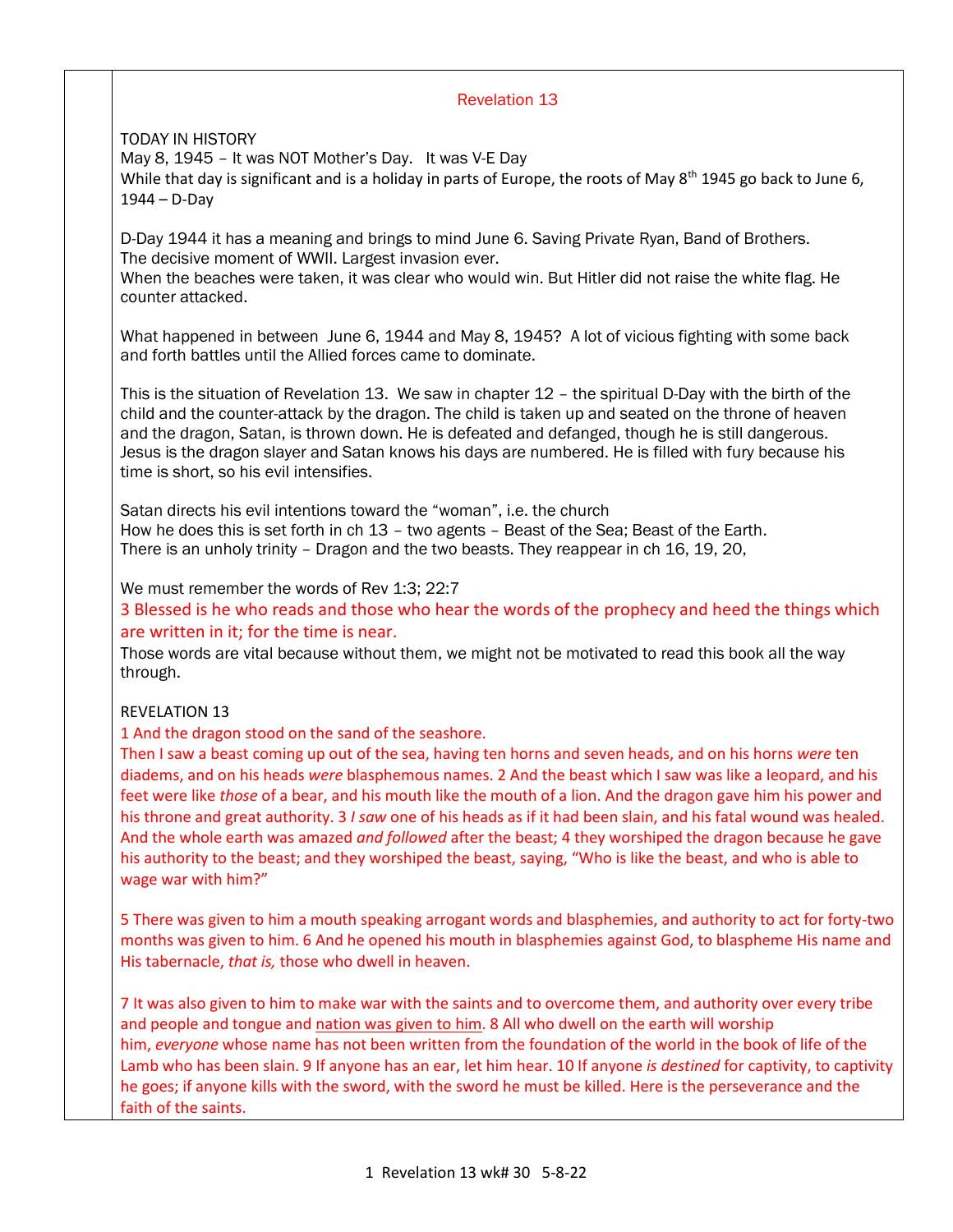## Revelation 13

TODAY IN HISTORY
May 8, 1945 – It was NOT Mother's Day. It was V-E Day
While that day is significant and is a holiday in parts of Europe, the roots of May 8th 1945 go back to June 6, 1944 – D-Day

D-Day 1944 it has a meaning and brings to mind June 6. Saving Private Ryan, Band of Brothers.
The decisive moment of WWII. Largest invasion ever.
When the beaches were taken, it was clear who would win. But Hitler did not raise the white flag. He counter attacked.

What happened in between June 6, 1944 and May 8, 1945? A lot of vicious fighting with some back and forth battles until the Allied forces came to dominate.

This is the situation of Revelation 13. We saw in chapter 12 – the spiritual D-Day with the birth of the child and the counter-attack by the dragon. The child is taken up and seated on the throne of heaven and the dragon, Satan, is thrown down. He is defeated and defanged, though he is still dangerous. Jesus is the dragon slayer and Satan knows his days are numbered. He is filled with fury because his time is short, so his evil intensifies.

Satan directs his evil intentions toward the "woman", i.e. the church
How he does this is set forth in ch 13 – two agents – Beast of the Sea; Beast of the Earth.
There is an unholy trinity – Dragon and the two beasts. They reappear in ch 16, 19, 20,

We must remember the words of Rev 1:3; 22:7

3 Blessed is he who reads and those who hear the words of the prophecy and heed the things which are written in it; for the time is near.

Those words are vital because without them, we might not be motivated to read this book all the way through.

REVELATION 13

1 And the dragon stood on the sand of the seashore.
Then I saw a beast coming up out of the sea, having ten horns and seven heads, and on his horns *were* ten diadems, and on his heads *were* blasphemous names. 2 And the beast which I saw was like a leopard, and his feet were like *those* of a bear, and his mouth like the mouth of a lion. And the dragon gave him his power and his throne and great authority. 3 *I saw* one of his heads as if it had been slain, and his fatal wound was healed. And the whole earth was amazed *and followed* after the beast; 4 they worshiped the dragon because he gave his authority to the beast; and they worshiped the beast, saying, "Who is like the beast, and who is able to wage war with him?"

5 There was given to him a mouth speaking arrogant words and blasphemies, and authority to act for forty-two months was given to him. 6 And he opened his mouth in blasphemies against God, to blaspheme His name and His tabernacle, *that is,* those who dwell in heaven.

7 It was also given to him to make war with the saints and to overcome them, and authority over every tribe and people and tongue and <u>nation was given to him</u>. 8 All who dwell on the earth will worship him, *everyone* whose name has not been written from the foundation of the world in the book of life of the Lamb who has been slain. 9 If anyone has an ear, let him hear. 10 If anyone *is destined* for captivity, to captivity he goes; if anyone kills with the sword, with the sword he must be killed. Here is the perseverance and the faith of the saints.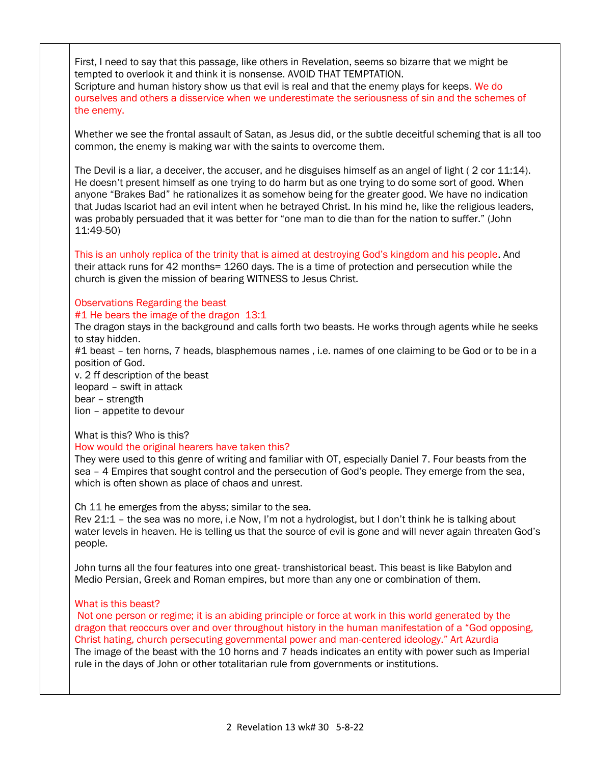First, I need to say that this passage, like others in Revelation, seems so bizarre that we might be tempted to overlook it and think it is nonsense. AVOID THAT TEMPTATION.
Scripture and human history show us that evil is real and that the enemy plays for keeps. We do ourselves and others a disservice when we underestimate the seriousness of sin and the schemes of the enemy.

Whether we see the frontal assault of Satan, as Jesus did, or the subtle deceitful scheming that is all too common, the enemy is making war with the saints to overcome them.

The Devil is a liar, a deceiver, the accuser, and he disguises himself as an angel of light ( 2 cor 11:14). He doesn't present himself as one trying to do harm but as one trying to do some sort of good. When anyone "Brakes Bad" he rationalizes it as somehow being for the greater good. We have no indication that Judas Iscariot had an evil intent when he betrayed Christ. In his mind he, like the religious leaders, was probably persuaded that it was better for "one man to die than for the nation to suffer." (John 11:49-50)

This is an unholy replica of the trinity that is aimed at destroying God's kingdom and his people. And their attack runs for 42 months= 1260 days. The is a time of protection and persecution while the church is given the mission of bearing WITNESS to Jesus Christ.

Observations Regarding the beast
#1 He bears the image of the dragon 13:1
The dragon stays in the background and calls forth two beasts. He works through agents while he seeks to stay hidden.
#1 beast – ten horns, 7 heads, blasphemous names , i.e. names of one claiming to be God or to be in a position of God.
v. 2 ff description of the beast
leopard – swift in attack
bear – strength
lion – appetite to devour

What is this? Who is this?
How would the original hearers have taken this?
They were used to this genre of writing and familiar with OT, especially Daniel 7. Four beasts from the sea – 4 Empires that sought control and the persecution of God's people. They emerge from the sea, which is often shown as place of chaos and unrest.

Ch 11 he emerges from the abyss; similar to the sea.
Rev 21:1 – the sea was no more, i.e Now, I'm not a hydrologist, but I don't think he is talking about water levels in heaven. He is telling us that the source of evil is gone and will never again threaten God's people.

John turns all the four features into one great- transhistorical beast. This beast is like Babylon and Medio Persian, Greek and Roman empires, but more than any one or combination of them.

What is this beast?
Not one person or regime; it is an abiding principle or force at work in this world generated by the dragon that reoccurs over and over throughout history in the human manifestation of a "God opposing, Christ hating, church persecuting governmental power and man-centered ideology." Art Azurdia
The image of the beast with the 10 horns and 7 heads indicates an entity with power such as Imperial rule in the days of John or other totalitarian rule from governments or institutions.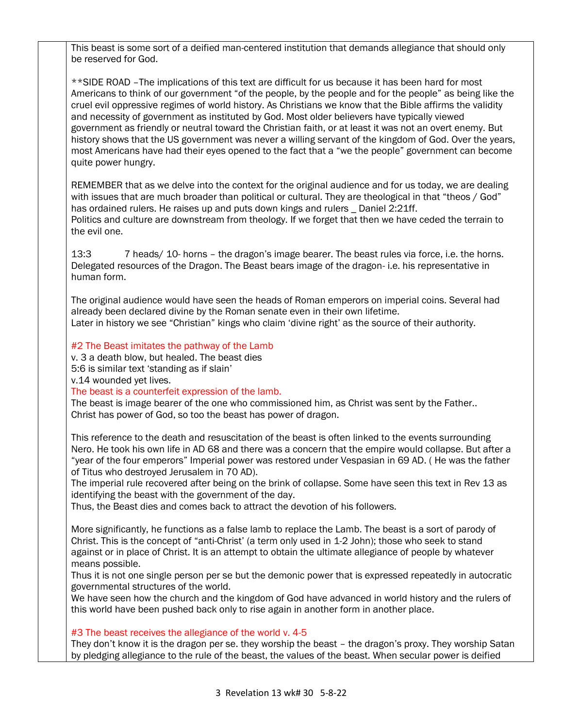This beast is some sort of a deified man-centered institution that demands allegiance that should only be reserved for God.

**SIDE ROAD –The implications of this text are difficult for us because it has been hard for most Americans to think of our government "of the people, by the people and for the people" as being like the cruel evil oppressive regimes of world history. As Christians we know that the Bible affirms the validity and necessity of government as instituted by God. Most older believers have typically viewed government as friendly or neutral toward the Christian faith, or at least it was not an overt enemy. But history shows that the US government was never a willing servant of the kingdom of God. Over the years, most Americans have had their eyes opened to the fact that a "we the people" government can become quite power hungry.

REMEMBER that as we delve into the context for the original audience and for us today, we are dealing with issues that are much broader than political or cultural. They are theological in that "theos / God" has ordained rulers. He raises up and puts down kings and rulers _ Daniel 2:21ff.
Politics and culture are downstream from theology. If we forget that then we have ceded the terrain to the evil one.

13:3 7 heads/ 10- horns – the dragon's image bearer. The beast rules via force, i.e. the horns. Delegated resources of the Dragon. The Beast bears image of the dragon- i.e. his representative in human form.

The original audience would have seen the heads of Roman emperors on imperial coins. Several had already been declared divine by the Roman senate even in their own lifetime.
Later in history we see "Christian" kings who claim 'divine right' as the source of their authority.

#2 The Beast imitates the pathway of the Lamb
v. 3 a death blow, but healed. The beast dies
5:6 is similar text 'standing as if slain'
v.14 wounded yet lives.
The beast is a counterfeit expression of the lamb.
The beast is image bearer of the one who commissioned him, as Christ was sent by the Father..
Christ has power of God, so too the beast has power of dragon.

This reference to the death and resuscitation of the beast is often linked to the events surrounding Nero. He took his own life in AD 68 and there was a concern that the empire would collapse. But after a "year of the four emperors" Imperial power was restored under Vespasian in 69 AD. ( He was the father of Titus who destroyed Jerusalem in 70 AD).
The imperial rule recovered after being on the brink of collapse. Some have seen this text in Rev 13 as identifying the beast with the government of the day.
Thus, the Beast dies and comes back to attract the devotion of his followers.

More significantly, he functions as a false lamb to replace the Lamb. The beast is a sort of parody of Christ. This is the concept of "anti-Christ' (a term only used in 1-2 John); those who seek to stand against or in place of Christ. It is an attempt to obtain the ultimate allegiance of people by whatever means possible.
Thus it is not one single person per se but the demonic power that is expressed repeatedly in autocratic governmental structures of the world.
We have seen how the church and the kingdom of God have advanced in world history and the rulers of this world have been pushed back only to rise again in another form in another place.

#3 The beast receives the allegiance of the world v. 4-5
They don't know it is the dragon per se. they worship the beast – the dragon's proxy. They worship Satan by pledging allegiance to the rule of the beast, the values of the beast. When secular power is deified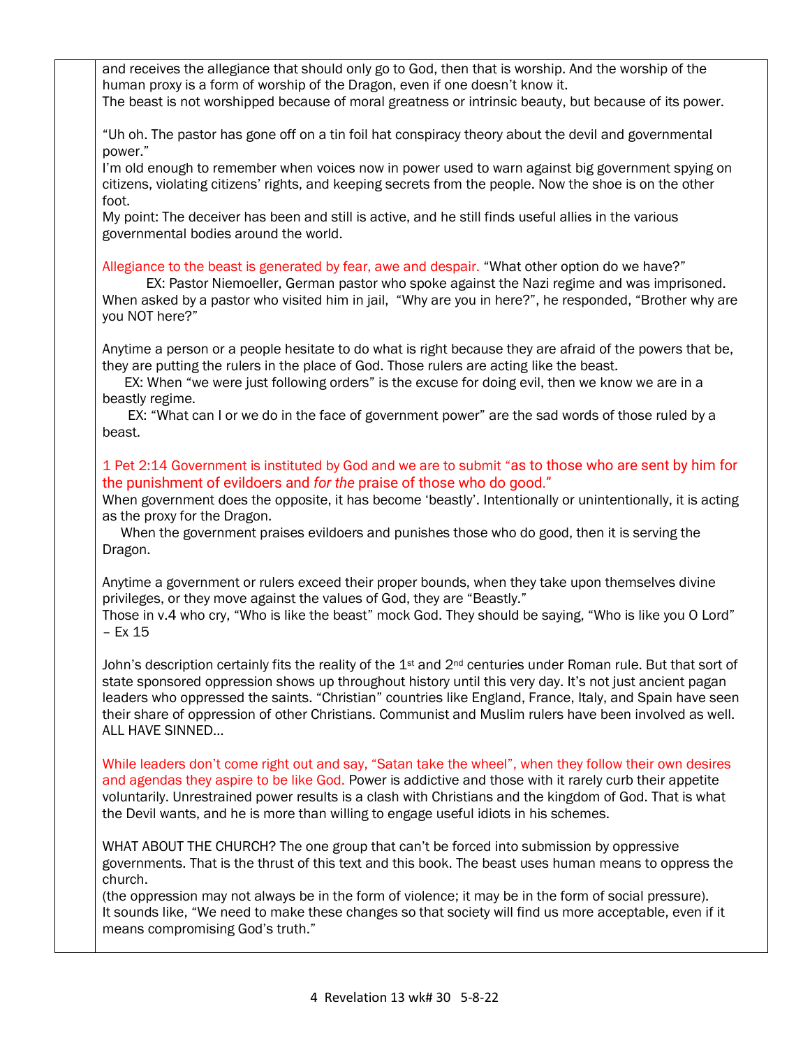and receives the allegiance that should only go to God, then that is worship. And the worship of the human proxy is a form of worship of the Dragon, even if one doesn't know it.
The beast is not worshipped because of moral greatness or intrinsic beauty, but because of its power.

"Uh oh. The pastor has gone off on a tin foil hat conspiracy theory about the devil and governmental power."
I'm old enough to remember when voices now in power used to warn against big government spying on citizens, violating citizens' rights, and keeping secrets from the people. Now the shoe is on the other foot.
My point: The deceiver has been and still is active, and he still finds useful allies in the various governmental bodies around the world.

Allegiance to the beast is generated by fear, awe and despair. "What other option do we have?"
EX: Pastor Niemoeller, German pastor who spoke against the Nazi regime and was imprisoned. When asked by a pastor who visited him in jail, "Why are you in here?", he responded, "Brother why are you NOT here?"

Anytime a person or a people hesitate to do what is right because they are afraid of the powers that be, they are putting the rulers in the place of God. Those rulers are acting like the beast.
EX: When "we were just following orders" is the excuse for doing evil, then we know we are in a beastly regime.
EX: "What can I or we do in the face of government power" are the sad words of those ruled by a beast.

1 Pet 2:14 Government is instituted by God and we are to submit "as to those who are sent by him for the punishment of evildoers and *for the* praise of those who do good."
When government does the opposite, it has become 'beastly'. Intentionally or unintentionally, it is acting as the proxy for the Dragon.
When the government praises evildoers and punishes those who do good, then it is serving the Dragon.

Anytime a government or rulers exceed their proper bounds, when they take upon themselves divine privileges, or they move against the values of God, they are "Beastly."
Those in v.4 who cry, "Who is like the beast" mock God. They should be saying, "Who is like you O Lord" – Ex 15

John's description certainly fits the reality of the 1st and 2nd centuries under Roman rule. But that sort of state sponsored oppression shows up throughout history until this very day. It's not just ancient pagan leaders who oppressed the saints. "Christian" countries like England, France, Italy, and Spain have seen their share of oppression of other Christians. Communist and Muslim rulers have been involved as well. ALL HAVE SINNED…

While leaders don't come right out and say, "Satan take the wheel", when they follow their own desires and agendas they aspire to be like God. Power is addictive and those with it rarely curb their appetite voluntarily. Unrestrained power results is a clash with Christians and the kingdom of God. That is what the Devil wants, and he is more than willing to engage useful idiots in his schemes.

WHAT ABOUT THE CHURCH? The one group that can't be forced into submission by oppressive governments. That is the thrust of this text and this book. The beast uses human means to oppress the church.
(the oppression may not always be in the form of violence; it may be in the form of social pressure).
It sounds like, "We need to make these changes so that society will find us more acceptable, even if it means compromising God's truth."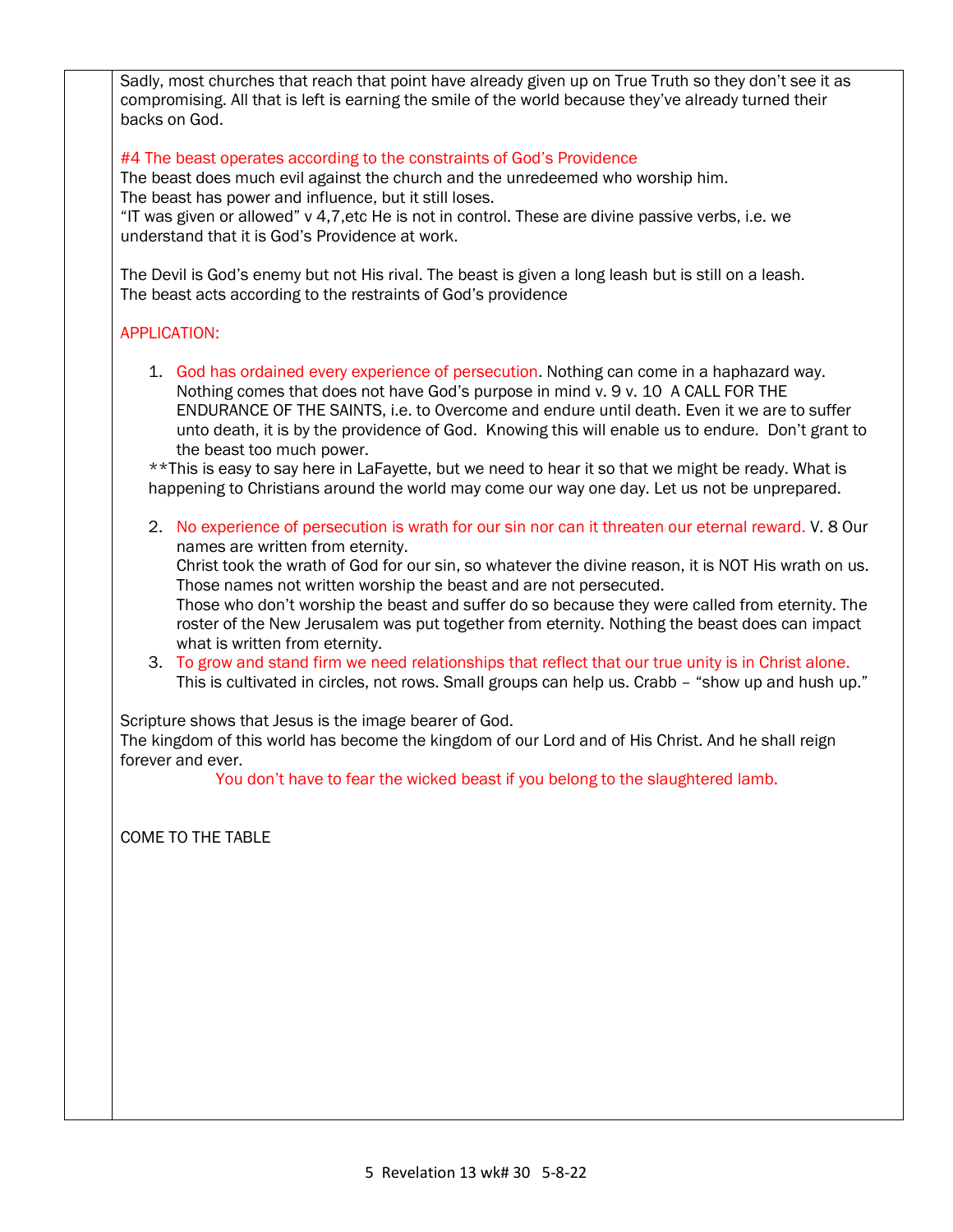Sadly, most churches that reach that point have already given up on True Truth so they don't see it as compromising. All that is left is earning the smile of the world because they've already turned their backs on God.

#4 The beast operates according to the constraints of God's Providence

The beast does much evil against the church and the unredeemed who worship him.
The beast has power and influence, but it still loses.
"IT was given or allowed" v 4,7,etc He is not in control. These are divine passive verbs, i.e. we understand that it is God's Providence at work.

The Devil is God's enemy but not His rival. The beast is given a long leash but is still on a leash.
The beast acts according to the restraints of God's providence

APPLICATION:

1. God has ordained every experience of persecution. Nothing can come in a haphazard way. Nothing comes that does not have God's purpose in mind v. 9 v. 10 A CALL FOR THE ENDURANCE OF THE SAINTS, i.e. to Overcome and endure until death. Even it we are to suffer unto death, it is by the providence of God. Knowing this will enable us to endure. Don't grant to the beast too much power.

**This is easy to say here in LaFayette, but we need to hear it so that we might be ready. What is happening to Christians around the world may come our way one day. Let us not be unprepared.

2. No experience of persecution is wrath for our sin nor can it threaten our eternal reward. V. 8 Our names are written from eternity.
   Christ took the wrath of God for our sin, so whatever the divine reason, it is NOT His wrath on us. Those names not written worship the beast and are not persecuted.
   Those who don't worship the beast and suffer do so because they were called from eternity. The roster of the New Jerusalem was put together from eternity. Nothing the beast does can impact what is written from eternity.
3. To grow and stand firm we need relationships that reflect that our true unity is in Christ alone. This is cultivated in circles, not rows. Small groups can help us. Crabb – "show up and hush up."

Scripture shows that Jesus is the image bearer of God.
The kingdom of this world has become the kingdom of our Lord and of His Christ. And he shall reign forever and ever.

You don't have to fear the wicked beast if you belong to the slaughtered lamb.

COME TO THE TABLE